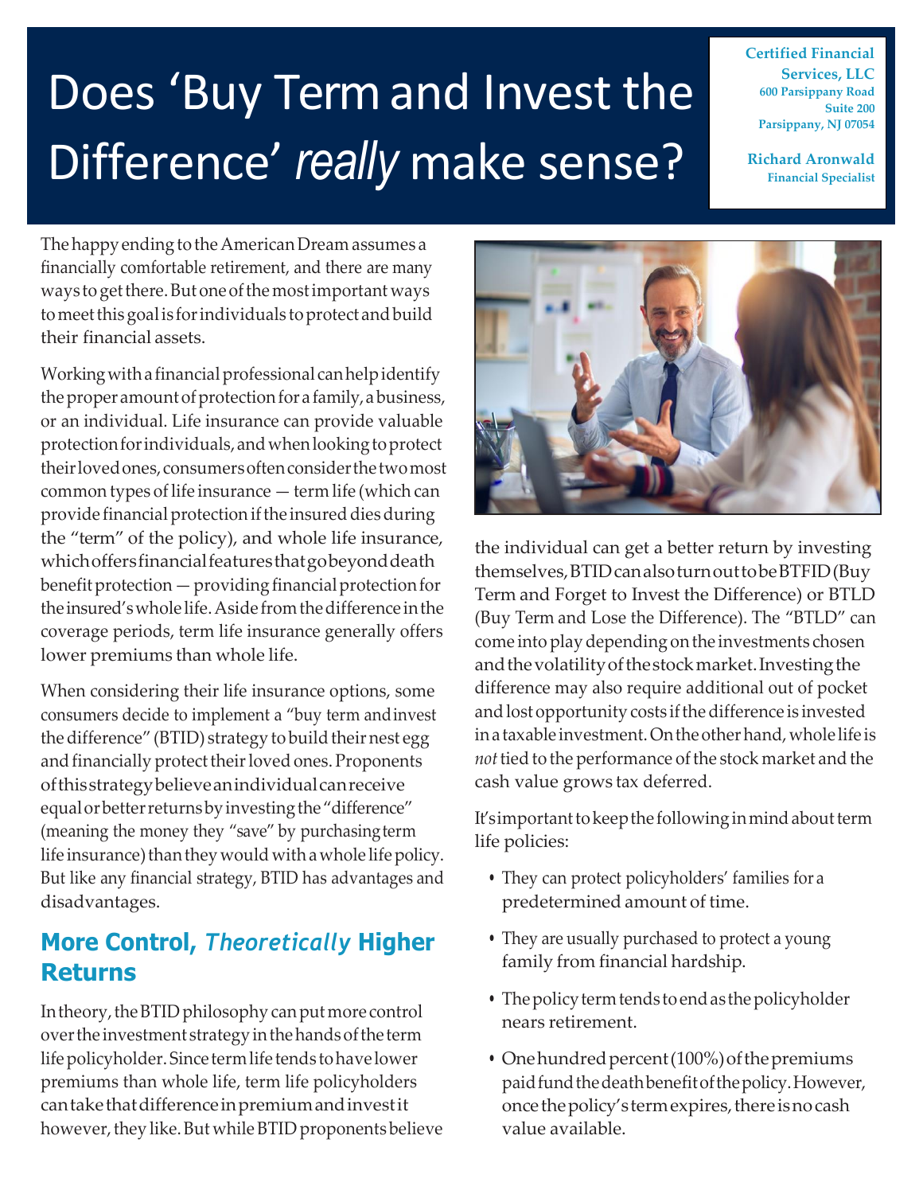# Does 'Buy Term and Invest the Difference' *really* make sense?

**Certified Financial Services, LLC**
**600 Parsippany Road**
**Suite 200**
**Parsippany, NJ 07054**

**Richard Aronwald**
**Financial Specialist**

The happy ending to the American Dream assumes a financially comfortable retirement, and there are many ways to get there. But one of the most important ways to meet this goal is for individuals to protect and build their financial assets.

Working with a financial professional can help identify the proper amount of protection for a family, a business, or an individual. Life insurance can provide valuable protection for individuals, and when looking to protect their loved ones, consumers often consider the two most common types of life insurance — term life (which can provide financial protection if the insured dies during the "term" of the policy), and whole life insurance, which offers financial features that go beyond death benefit protection — providing financial protection for the insured's whole life. Aside from the difference in the coverage periods, term life insurance generally offers lower premiums than whole life.

When considering their life insurance options, some consumers decide to implement a "buy term and invest the difference" (BTID) strategy to build their nest egg and financially protect their loved ones. Proponents of this strategy believe an individual can receive equal or better returns by investing the "difference" (meaning the money they "save" by purchasing term life insurance) than they would with a whole life policy. But like any financial strategy, BTID has advantages and disadvantages.

## More Control, *Theoretically* Higher Returns

In theory, the BTID philosophy can put more control over the investment strategy in the hands of the term life policyholder. Since term life tends to have lower premiums than whole life, term life policyholders can take that difference in premium and invest it however, they like. But while BTID proponents believe the individual can get a better return by investing themselves, BTID can also turn out to be BTFID (Buy Term and Forget to Invest the Difference) or BTLD (Buy Term and Lose the Difference). The "BTLD" can come into play depending on the investments chosen and the volatility of the stock market. Investing the difference may also require additional out of pocket and lost opportunity costs if the difference is invested in a taxable investment. On the other hand, whole life is *not* tied to the performance of the stock market and the cash value grows tax deferred.

It's important to keep the following in mind about term life policies:

- They can protect policyholders' families for a predetermined amount of time.
- They are usually purchased to protect a young family from financial hardship.
- The policy term tends to end as the policyholder nears retirement.
- One hundred percent (100%) of the premiums paid fund the death benefit of the policy. However, once the policy's term expires, there is no cash value available.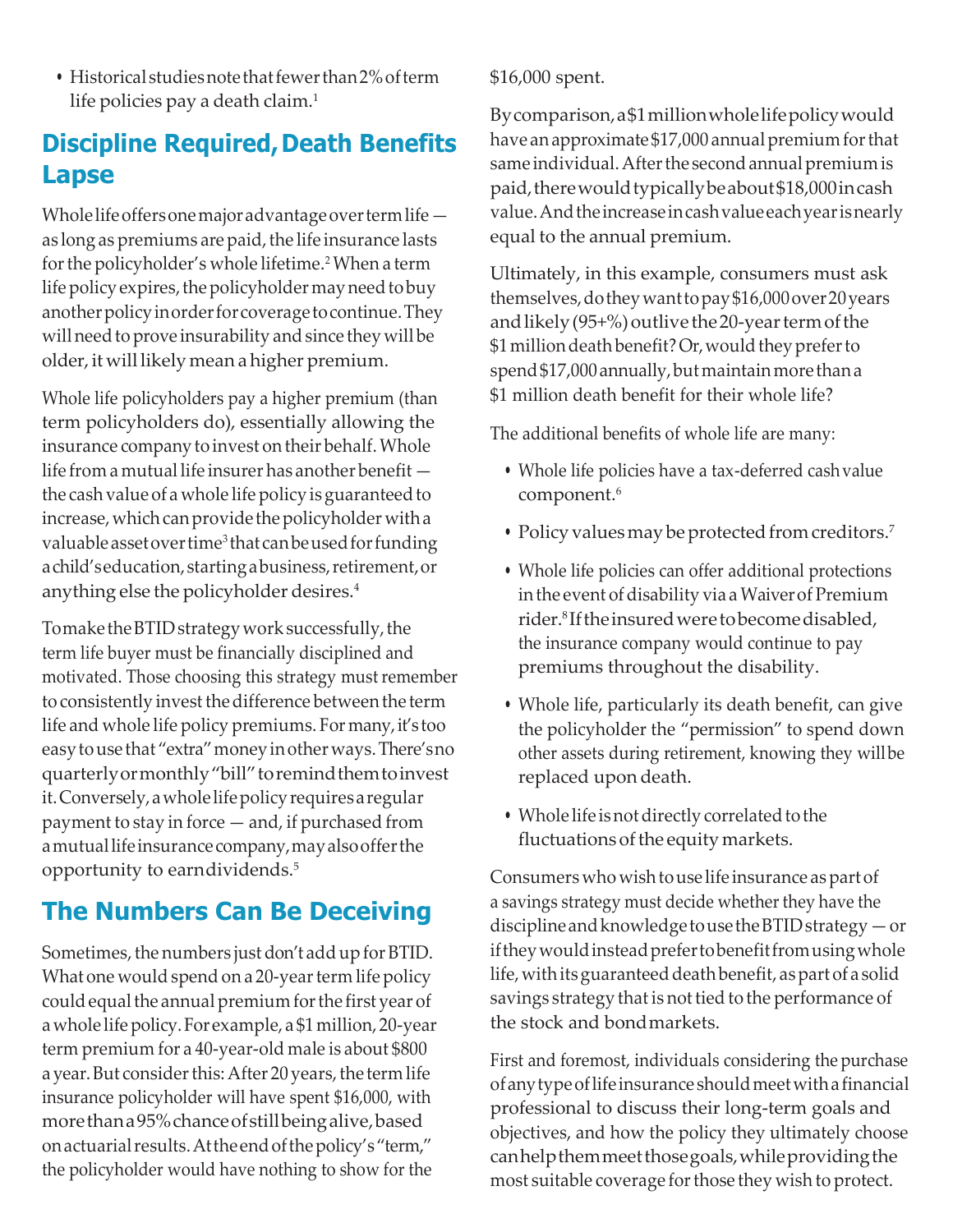- Historical studies note that fewer than 2% of term life policies pay a death claim.[1]

## Discipline Required, Death Benefits Lapse

Whole life offers one major advantage over term life — as long as premiums are paid, the life insurance lasts for the policyholder's whole lifetime.[2] When a term life policy expires, the policyholder may need to buy another policy in order for coverage to continue. They will need to prove insurability and since they will be older, it will likely mean a higher premium.

Whole life policyholders pay a higher premium (than term policyholders do), essentially allowing the insurance company to invest on their behalf. Whole life from a mutual life insurer has another benefit — the cash value of a whole life policy is guaranteed to increase, which can provide the policyholder with a valuable asset over time[3] that can be used for funding a child's education, starting a business, retirement, or anything else the policyholder desires.[4]

To make the BTID strategy work successfully, the term life buyer must be financially disciplined and motivated. Those choosing this strategy must remember to consistently invest the difference between the term life and whole life policy premiums. For many, it's too easy to use that "extra" money in other ways. There's no quarterly or monthly "bill" to remind them to invest it. Conversely, a whole life policy requires a regular payment to stay in force — and, if purchased from a mutual life insurance company, may also offer the opportunity to earn dividends.[5]

## The Numbers Can Be Deceiving

Sometimes, the numbers just don't add up for BTID. What one would spend on a 20-year term life policy could equal the annual premium for the first year of a whole life policy. For example, a $1 million, 20-year term premium for a 40-year-old male is about $800 a year. But consider this: After 20 years, the term life insurance policyholder will have spent $16,000, with more than a 95% chance of still being alive, based on actuarial results. At the end of the policy's "term," the policyholder would have nothing to show for the $16,000 spent.

By comparison, a $1 million whole life policy would have an approximate $17,000 annual premium for that same individual. After the second annual premium is paid, there would typically be about $18,000 in cash value. And the increase in cash value each year is nearly equal to the annual premium.

Ultimately, in this example, consumers must ask themselves, do they want to pay $16,000 over 20 years and likely (95+%) outlive the 20-year term of the $1 million death benefit? Or, would they prefer to spend $17,000 annually, but maintain more than a $1 million death benefit for their whole life?

The additional benefits of whole life are many:

- Whole life policies have a tax-deferred cash value component.[6]
- Policy values may be protected from creditors.[7]
- Whole life policies can offer additional protections in the event of disability via a Waiver of Premium rider.[8] If the insured were to become disabled, the insurance company would continue to pay premiums throughout the disability.
- Whole life, particularly its death benefit, can give the policyholder the "permission" to spend down other assets during retirement, knowing they will be replaced upon death.
- Whole life is not directly correlated to the fluctuations of the equity markets.

Consumers who wish to use life insurance as part of a savings strategy must decide whether they have the discipline and knowledge to use the BTID strategy — or if they would instead prefer to benefit from using whole life, with its guaranteed death benefit, as part of a solid savings strategy that is not tied to the performance of the stock and bond markets.

First and foremost, individuals considering the purchase of any type of life insurance should meet with a financial professional to discuss their long-term goals and objectives, and how the policy they ultimately choose can help them meet those goals, while providing the most suitable coverage for those they wish to protect.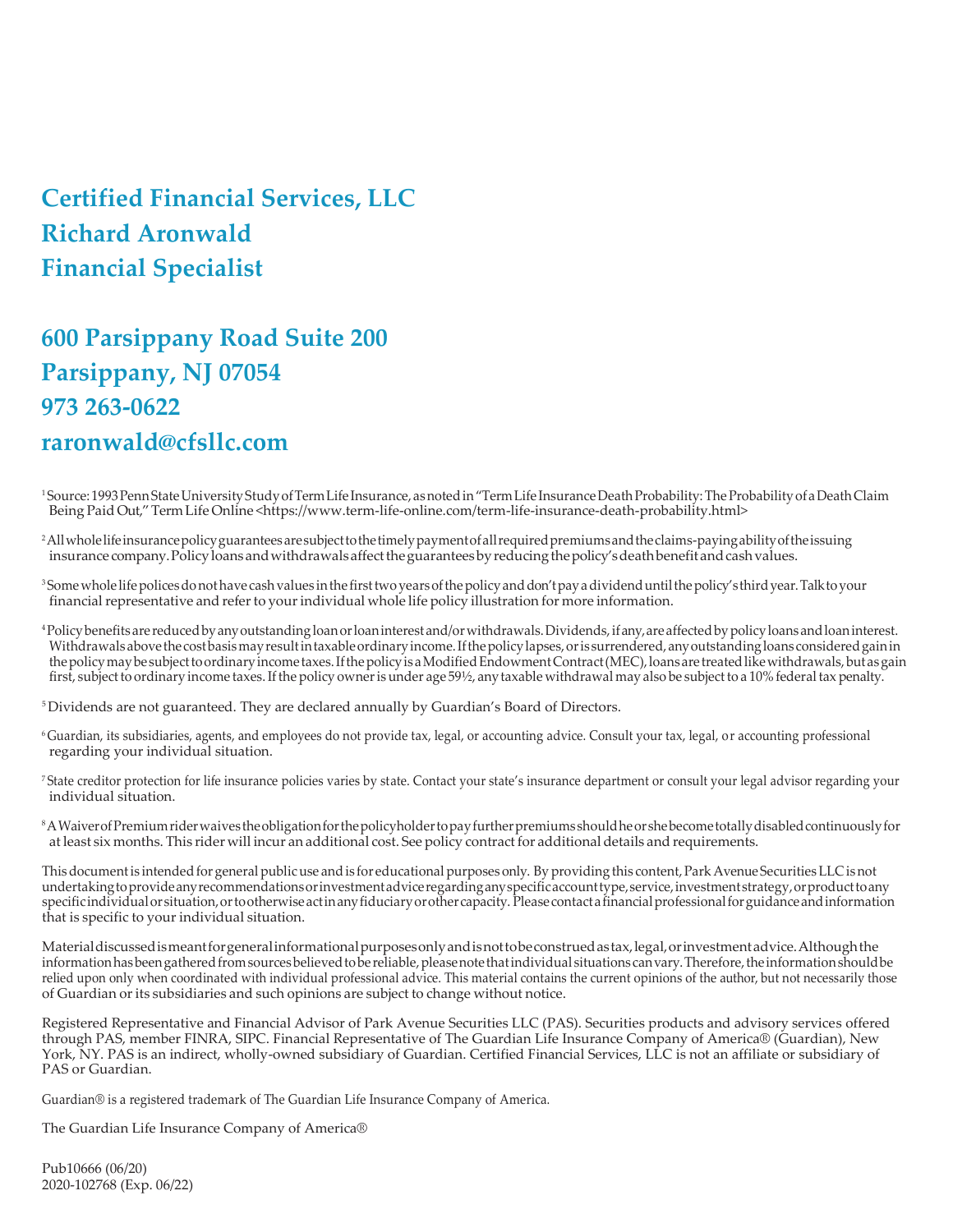**Certified Financial Services, LLC**
**Richard Aronwald**
**Financial Specialist**

**600 Parsippany Road Suite 200**
**Parsippany, NJ 07054**
**973 263-0622**
**raronwald@cfsllc.com**

[1] Source: 1993 Penn State University Study of Term Life Insurance, as noted in "Term Life Insurance Death Probability: The Probability of a Death Claim Being Paid Out," Term Life Online <https://www.term-life-online.com/term-life-insurance-death-probability.html>

[2] All whole life insurance policy guarantees are subject to the timely payment of all required premiums and the claims-paying ability of the issuing insurance company. Policy loans and withdrawals affect the guarantees by reducing the policy's death benefit and cash values.

[3] Some whole life polices do not have cash values in the first two years of the policy and don't pay a dividend until the policy's third year. Talk to your financial representative and refer to your individual whole life policy illustration for more information.

[4] Policy benefits are reduced by any outstanding loan or loan interest and/or withdrawals. Dividends, if any, are affected by policy loans and loan interest. Withdrawals above the cost basis may result in taxable ordinary income. If the policy lapses, or is surrendered, any outstanding loans considered gain in the policy may be subject to ordinary income taxes. If the policy is a Modified Endowment Contract (MEC), loans are treated like withdrawals, but as gain first, subject to ordinary income taxes. If the policy owner is under age 59½, any taxable withdrawal may also be subject to a 10% federal tax penalty.

[5] Dividends are not guaranteed. They are declared annually by Guardian's Board of Directors.

[6] Guardian, its subsidiaries, agents, and employees do not provide tax, legal, or accounting advice. Consult your tax, legal, or accounting professional regarding your individual situation.

[7] State creditor protection for life insurance policies varies by state. Contact your state's insurance department or consult your legal advisor regarding your individual situation.

[8] A Waiver of Premium rider waives the obligation for the policyholder to pay further premiums should he or she become totally disabled continuously for at least six months. This rider will incur an additional cost. See policy contract for additional details and requirements.

This document is intended for general public use and is for educational purposes only. By providing this content, Park Avenue Securities LLC is not undertaking to provide any recommendations or investment advice regarding any specific account type, service, investment strategy, or product to any specific individual or situation, or to otherwise act in any fiduciary or other capacity. Please contact a financial professional for guidance and information that is specific to your individual situation.

Material discussed is meant for general informational purposes only and is not to be construed as tax, legal, or investment advice. Although the information has been gathered from sources believed to be reliable, please note that individual situations can vary. Therefore, the information should be relied upon only when coordinated with individual professional advice. This material contains the current opinions of the author, but not necessarily those of Guardian or its subsidiaries and such opinions are subject to change without notice.

Registered Representative and Financial Advisor of Park Avenue Securities LLC (PAS). Securities products and advisory services offered through PAS, member FINRA, SIPC. Financial Representative of The Guardian Life Insurance Company of America® (Guardian), New York, NY. PAS is an indirect, wholly-owned subsidiary of Guardian. Certified Financial Services, LLC is not an affiliate or subsidiary of PAS or Guardian.

Guardian® is a registered trademark of The Guardian Life Insurance Company of America.

The Guardian Life Insurance Company of America®

Pub10666 (06/20)
2020-102768 (Exp. 06/22)